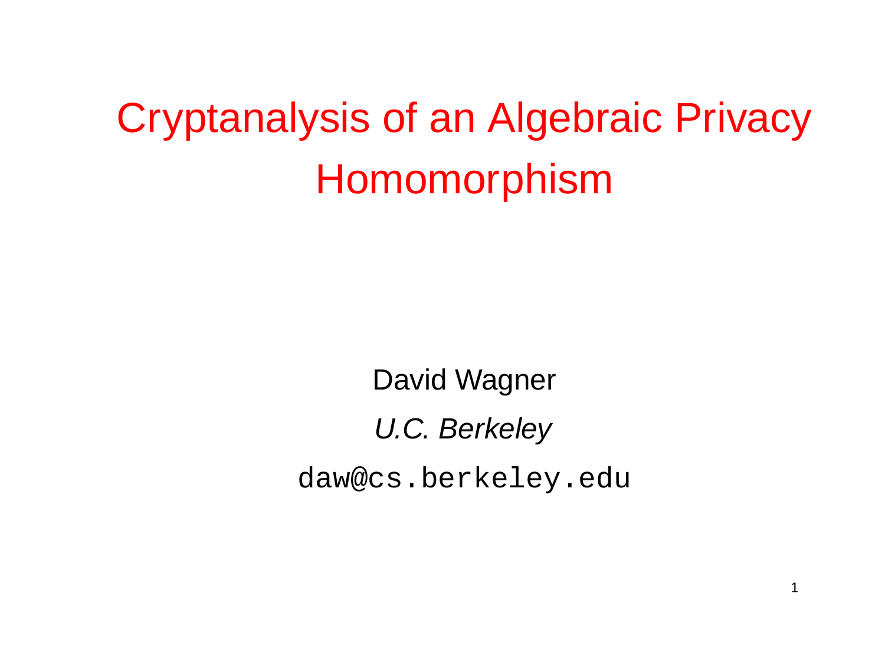# Cryptanalysis of an Algebraic Privacy Homomorphism

David Wagner

*U.C. Berkeley*

`daw@cs.berkeley.edu`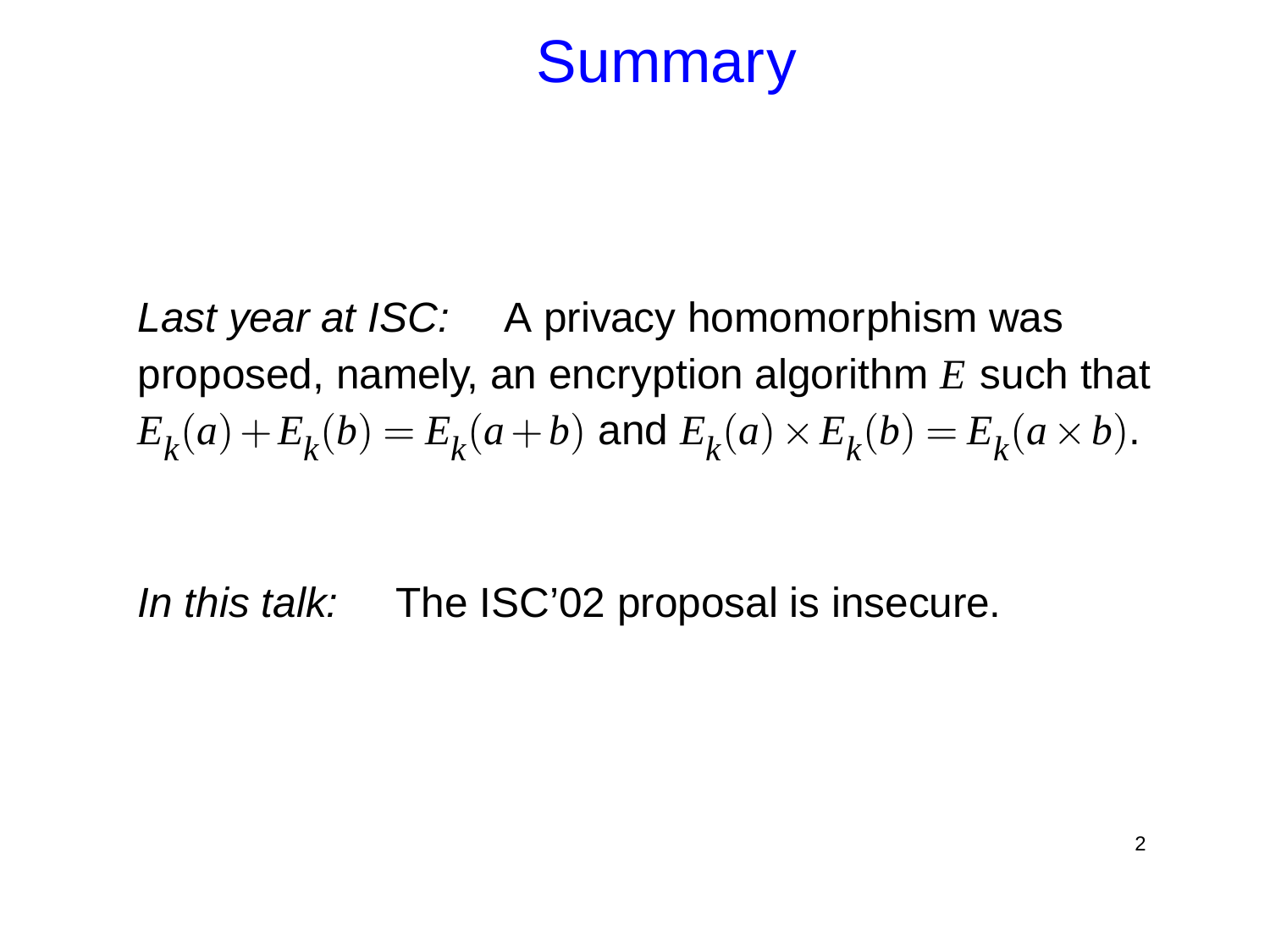# Summary

*Last year at ISC:* A privacy homomorphism was proposed, namely, an encryption algorithm $E$ such that $E_k(a) + E_k(b) = E_k(a+b)$ and $E_k(a) \times E_k(b) = E_k(a \times b)$.

*In this talk:* The ISC'02 proposal is insecure.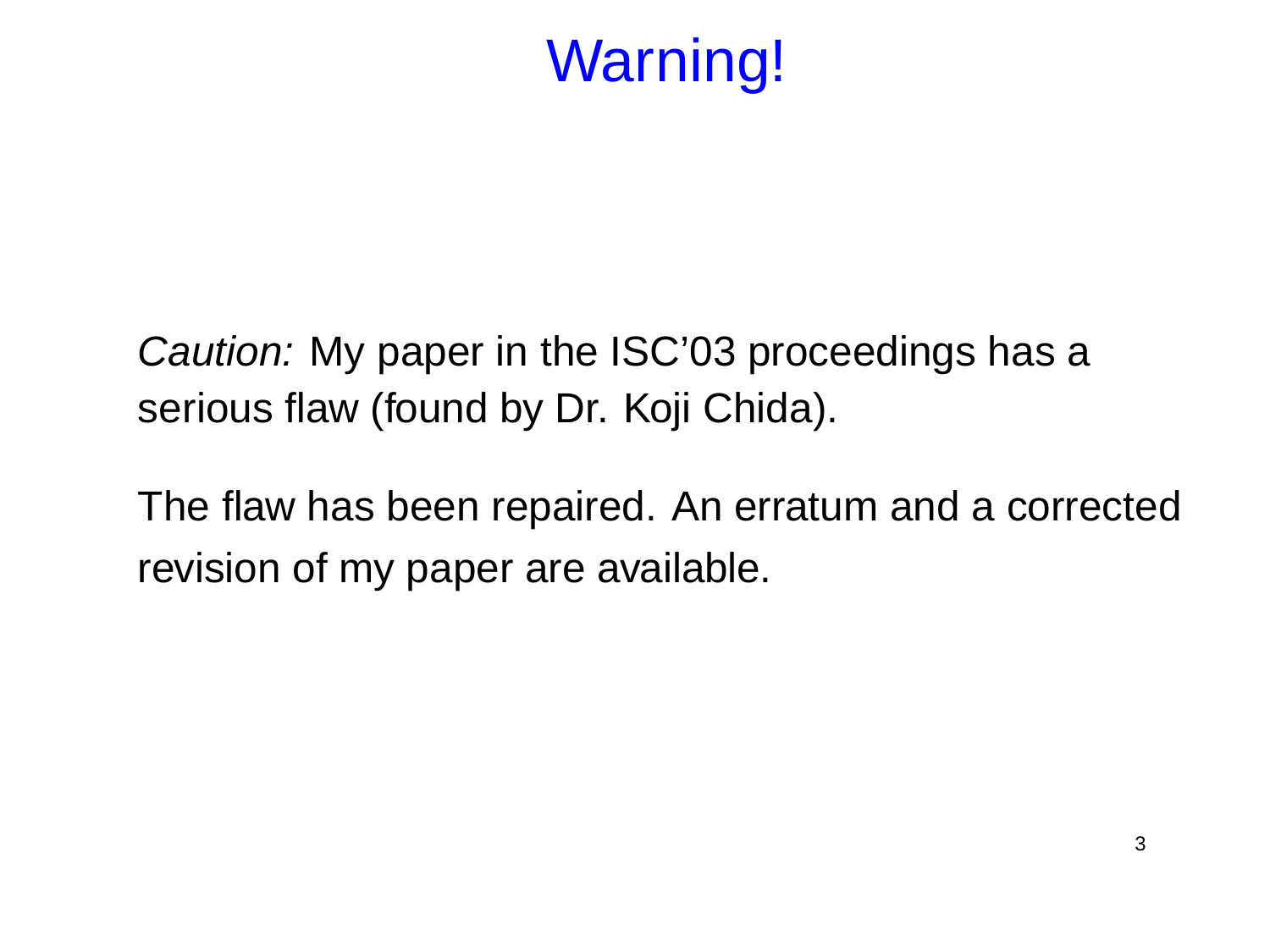# Warning!

*Caution:* My paper in the ISC'03 proceedings has a serious flaw (found by Dr. Koji Chida).

The flaw has been repaired. An erratum and a corrected revision of my paper are available.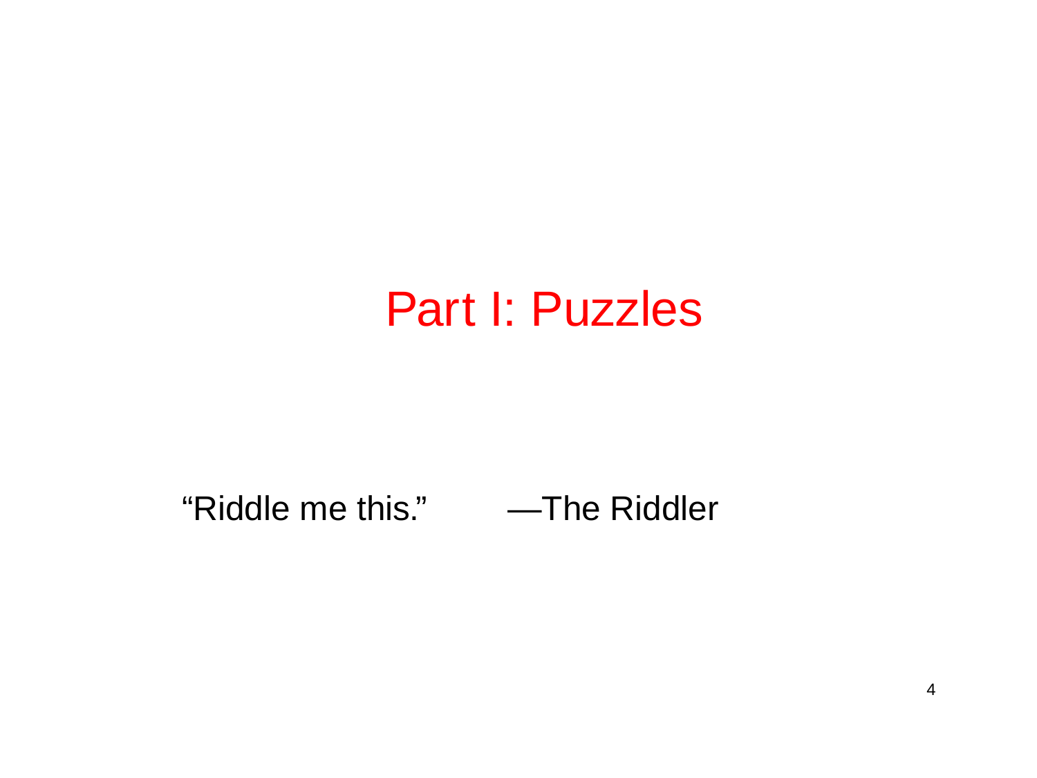# Part I: Puzzles

"Riddle me this." —The Riddler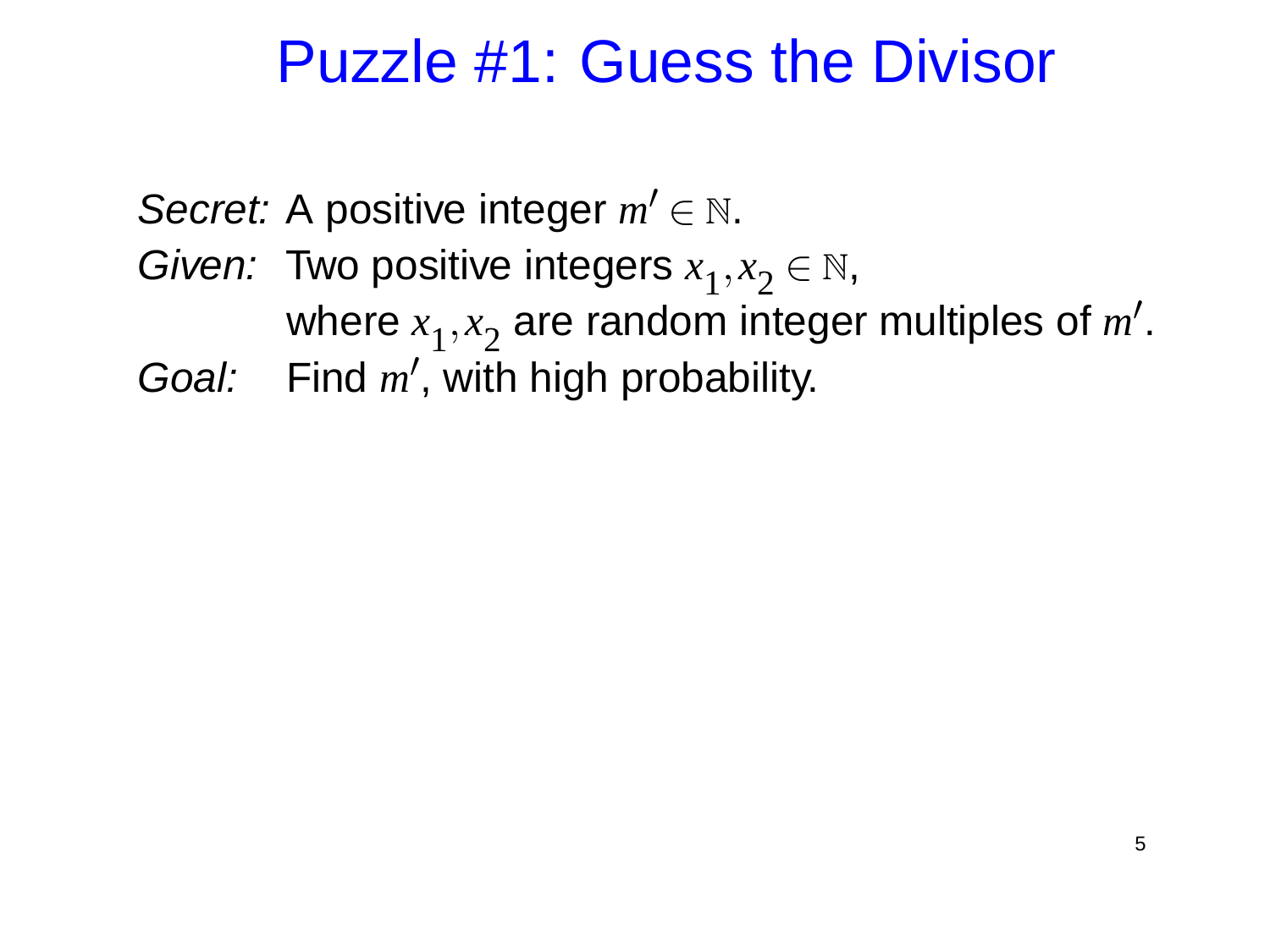# Puzzle #1: Guess the Divisor

*Secret:* A positive integer $m' \in \mathbb{N}$.

*Given:* Two positive integers $x_1, x_2 \in \mathbb{N}$, where $x_1, x_2$ are random integer multiples of $m'$.

*Goal:* Find $m'$, with high probability.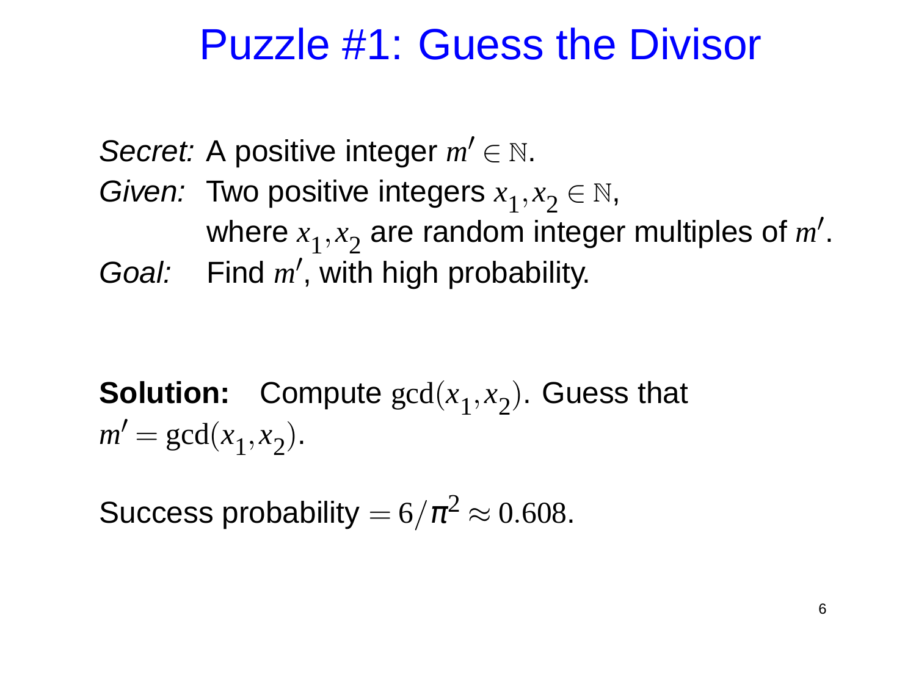# Puzzle #1: Guess the Divisor

*Secret:* A positive integer $m' \in \mathbb{N}$.
*Given:* Two positive integers $x_1, x_2 \in \mathbb{N}$,
where $x_1, x_2$ are random integer multiples of $m'$.
*Goal:* Find $m'$, with high probability.

**Solution:** Compute $\gcd(x_1, x_2)$. Guess that $m' = \gcd(x_1, x_2)$.

Success probability $= 6/\pi^2 \approx 0.608$.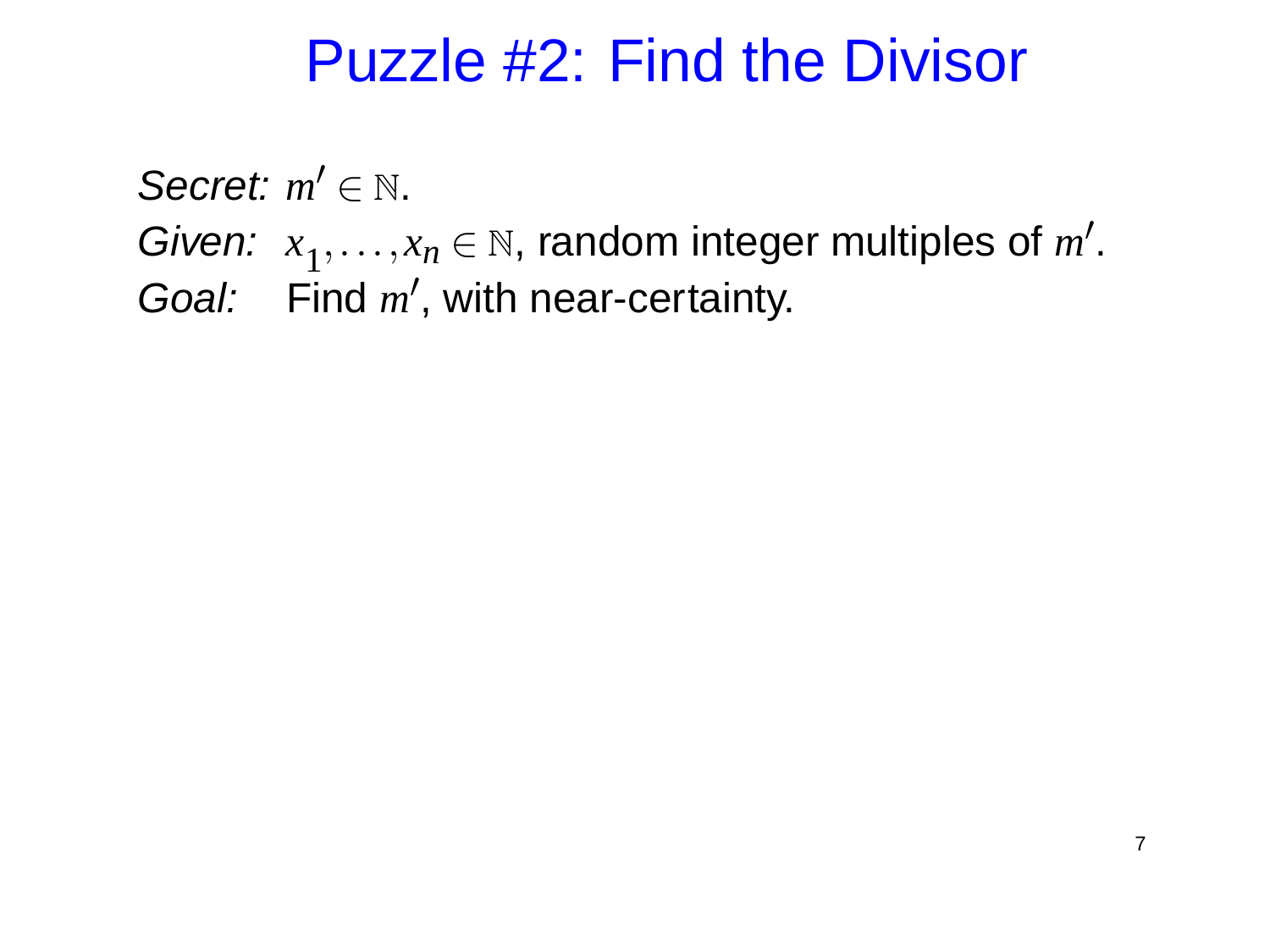# Puzzle #2: Find the Divisor

*Secret:* $m' \in \mathbb{N}$.

*Given:* $x_1, \ldots, x_n \in \mathbb{N}$, random integer multiples of $m'$.

*Goal:* Find $m'$, with near-certainty.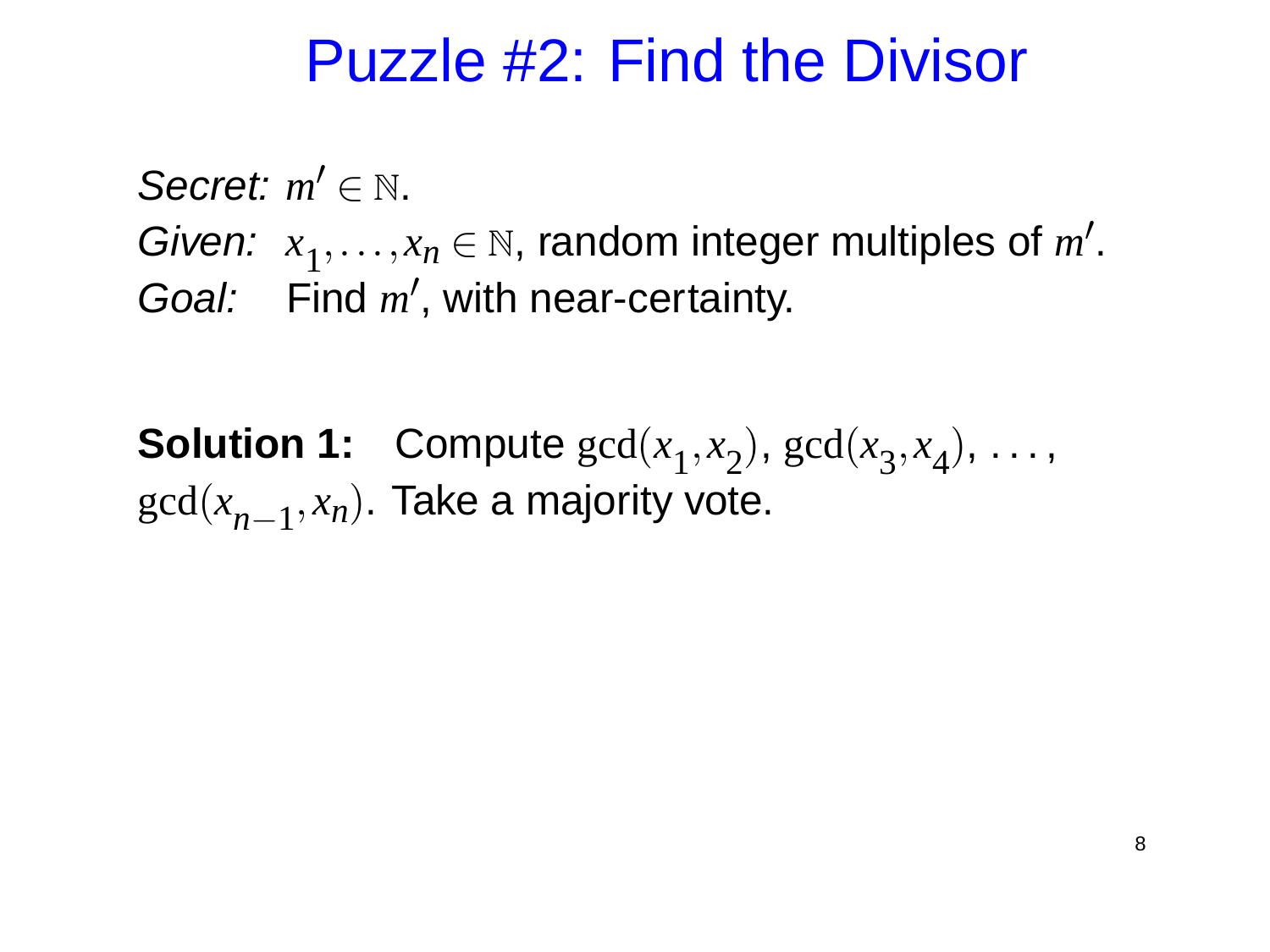# Puzzle #2: Find the Divisor

*Secret:* $m' \in \mathbb{N}$.
*Given:* $x_1, \ldots, x_n \in \mathbb{N}$, random integer multiples of $m'$.
*Goal:* Find $m'$, with near-certainty.

**Solution 1:** Compute $\gcd(x_1, x_2)$, $\gcd(x_3, x_4)$, ..., $\gcd(x_{n-1}, x_n)$. Take a majority vote.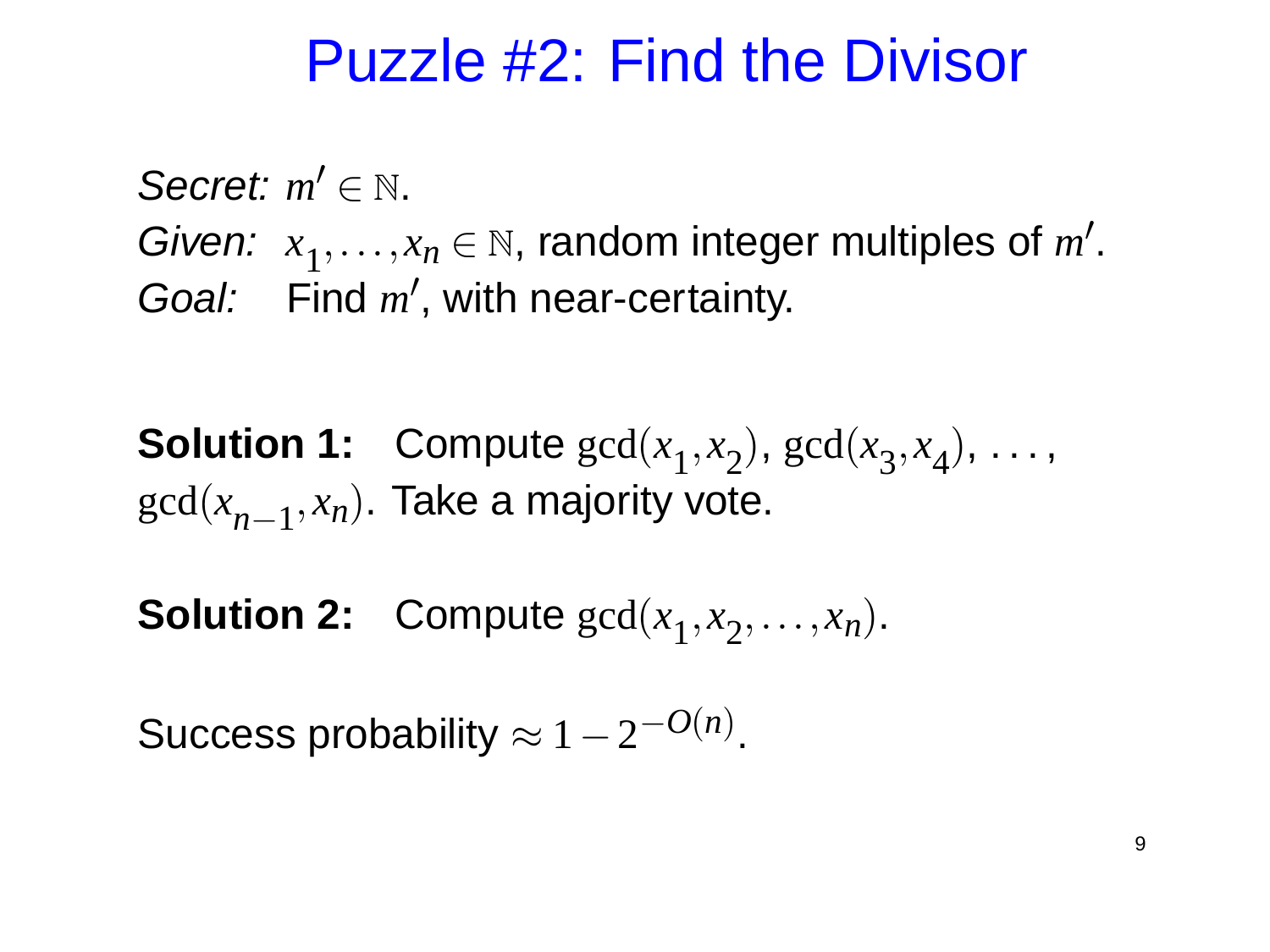# Puzzle #2: Find the Divisor

*Secret:* $m' \in \mathbb{N}$.
*Given:* $x_1, \ldots, x_n \in \mathbb{N}$, random integer multiples of $m'$.
*Goal:* Find $m'$, with near-certainty.

**Solution 1:** Compute $\gcd(x_1, x_2)$, $\gcd(x_3, x_4)$, $\ldots$, $\gcd(x_{n-1}, x_n)$. Take a majority vote.

**Solution 2:** Compute $\gcd(x_1, x_2, \ldots, x_n)$.

Success probability $\approx 1 - 2^{-O(n)}$.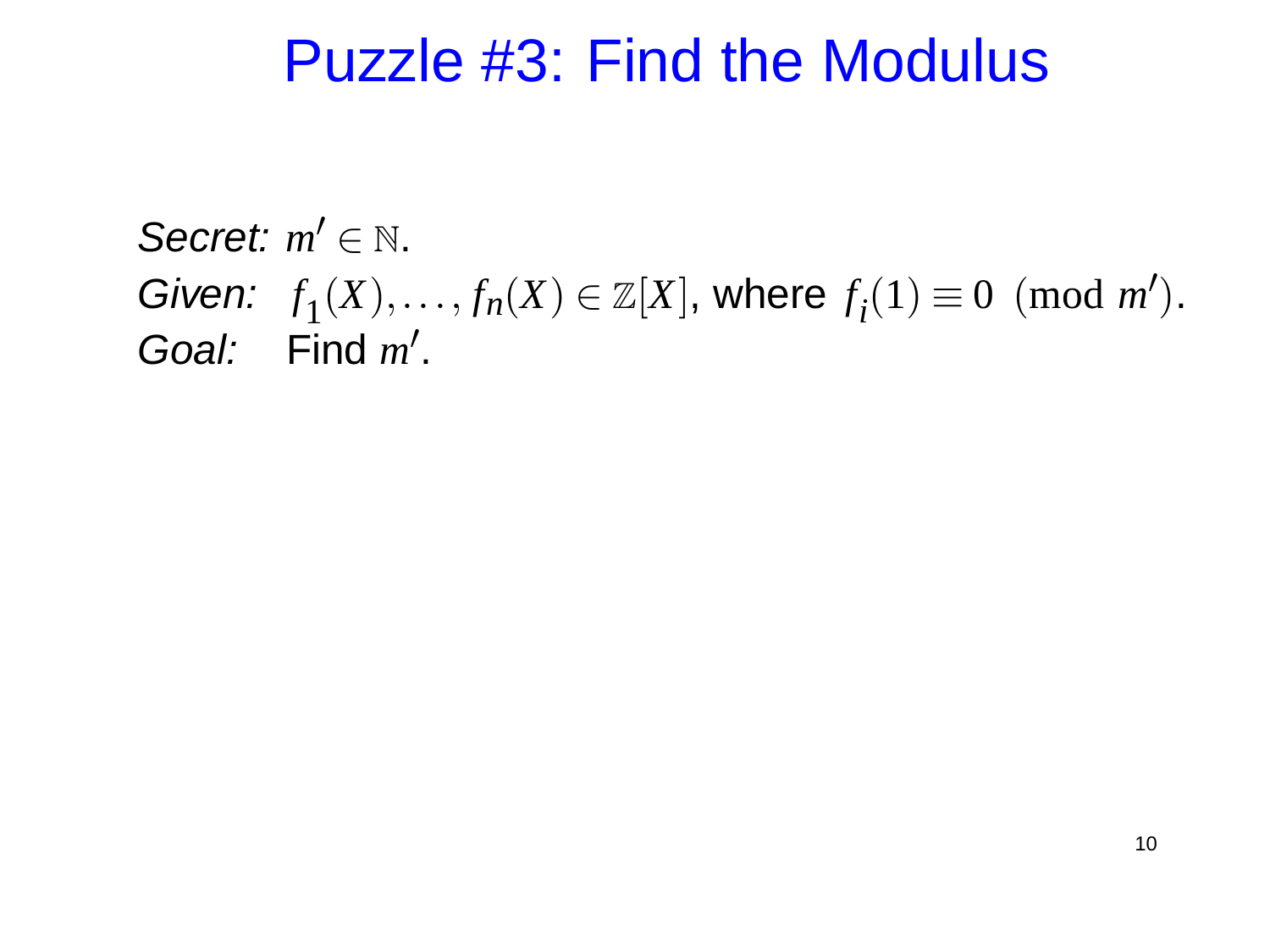# Puzzle #3: Find the Modulus

*Secret:* $m' \in \mathbb{N}$.
*Given:* $f_1(X), \ldots, f_n(X) \in \mathbb{Z}[X]$, where $f_i(1) \equiv 0 \pmod{m'}$.
*Goal:* Find $m'$.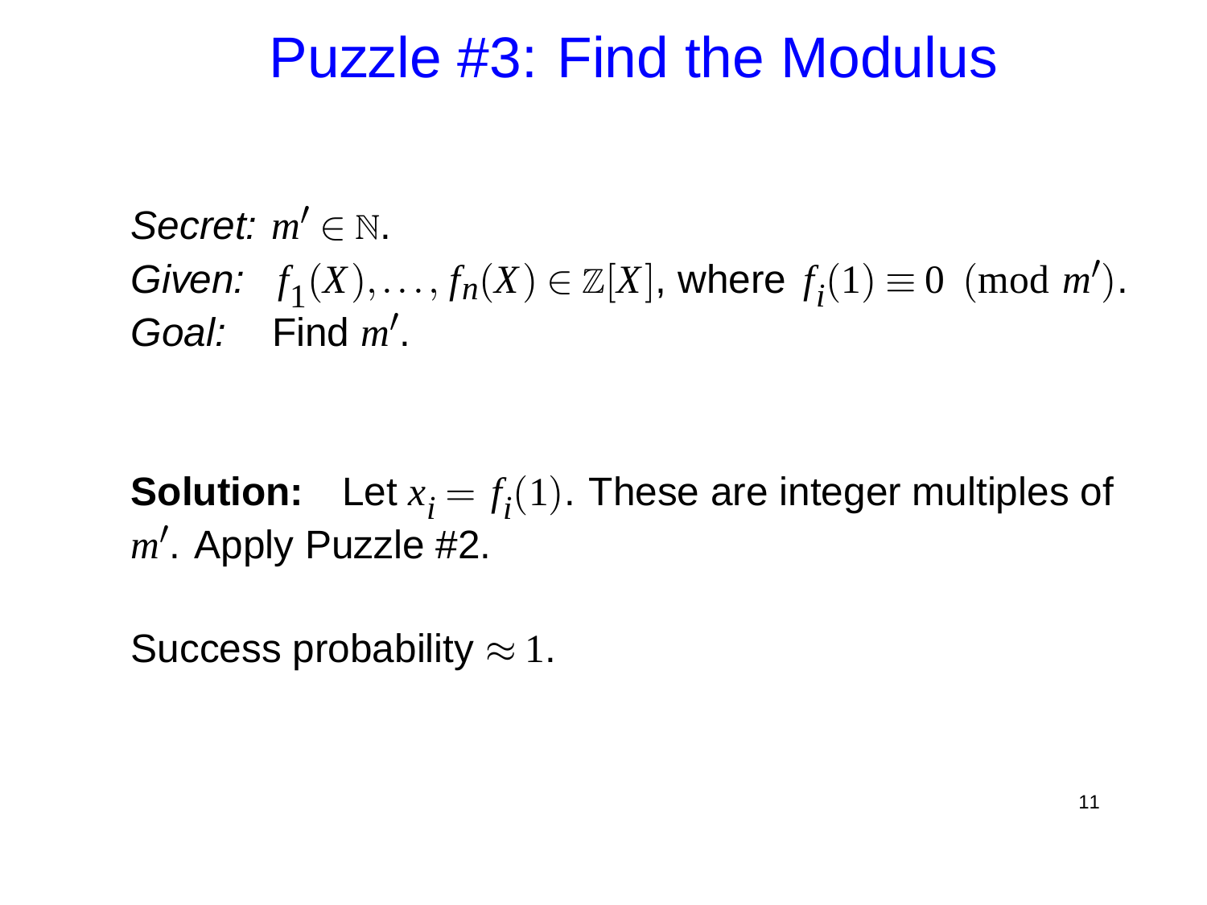# Puzzle #3: Find the Modulus

*Secret:* $m' \in \mathbb{N}$.
*Given:* $f_1(X), \ldots, f_n(X) \in \mathbb{Z}[X]$, where $f_i(1) \equiv 0 \pmod{m'}$.
*Goal:* Find $m'$.

**Solution:** Let $x_i = f_i(1)$. These are integer multiples of $m'$. Apply Puzzle #2.

Success probability $\approx 1$.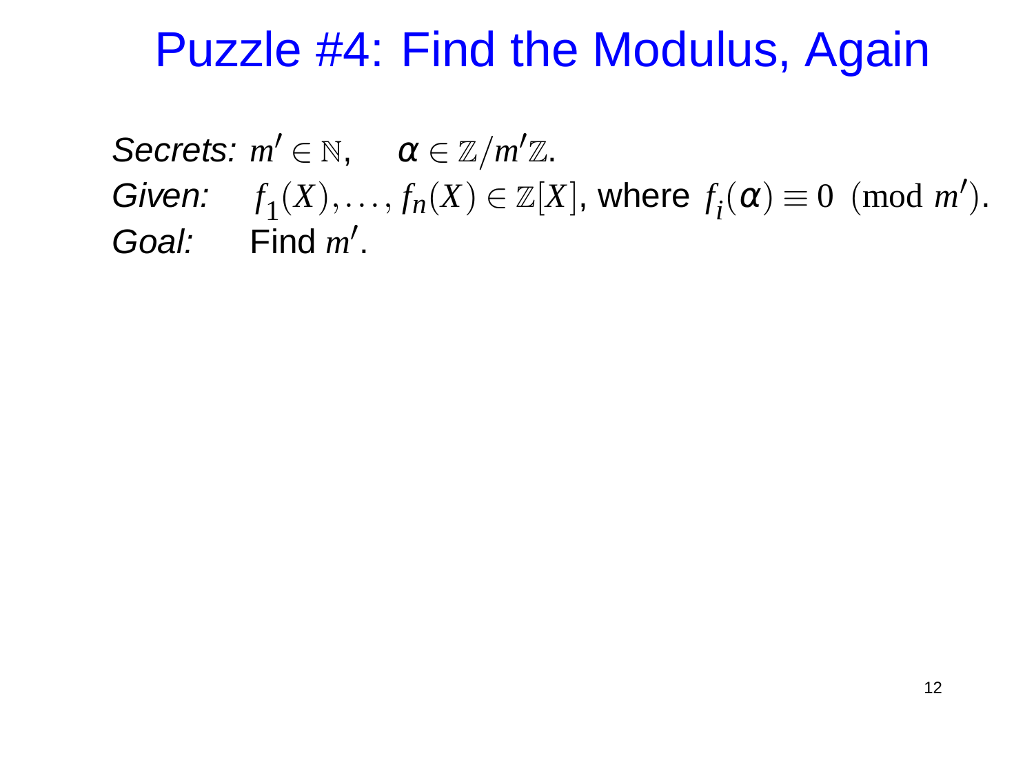# Puzzle #4: Find the Modulus, Again

*Secrets:* $m' \in \mathbb{N}$, $\alpha \in \mathbb{Z}/m'\mathbb{Z}$.
*Given:* $f_1(X), \ldots, f_n(X) \in \mathbb{Z}[X]$, where $f_i(\alpha) \equiv 0 \pmod{m'}$.
*Goal:* Find $m'$.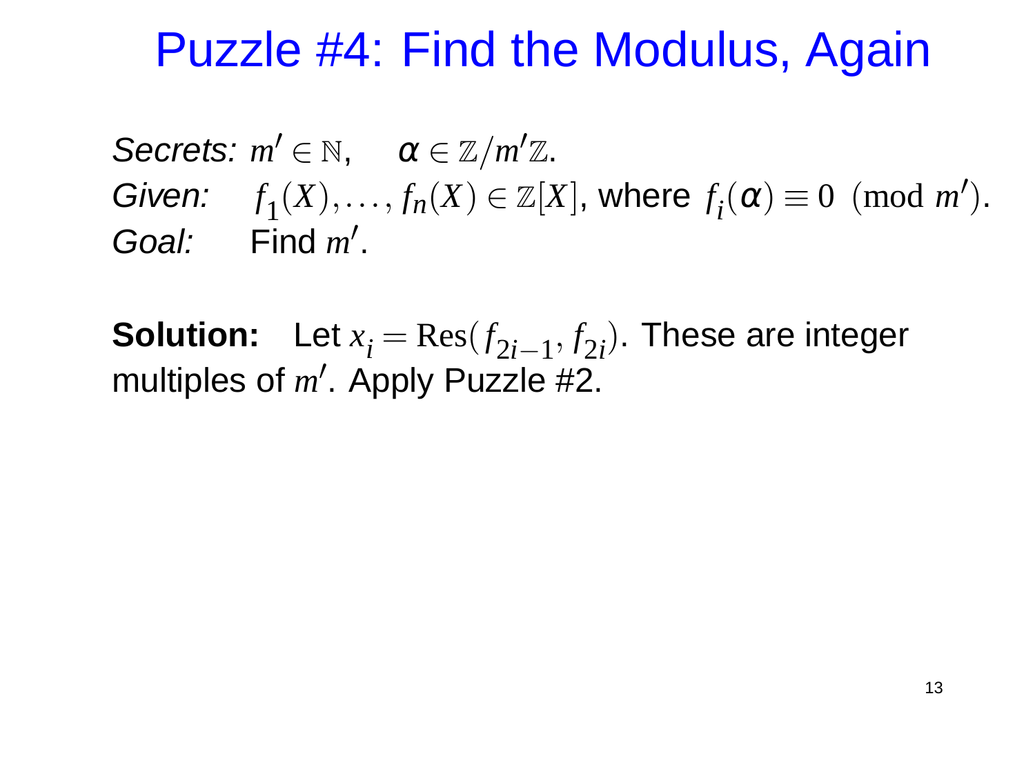# Puzzle #4: Find the Modulus, Again

*Secrets:* $m' \in \mathbb{N}$, $\quad \alpha \in \mathbb{Z}/m'\mathbb{Z}$.
*Given:* $\quad f_1(X), \ldots, f_n(X) \in \mathbb{Z}[X]$, where $f_i(\alpha) \equiv 0 \pmod{m'}$.
*Goal:* $\quad$ Find $m'$.

**Solution:** Let $x_i = \mathrm{Res}(f_{2i-1}, f_{2i})$. These are integer multiples of $m'$. Apply Puzzle #2.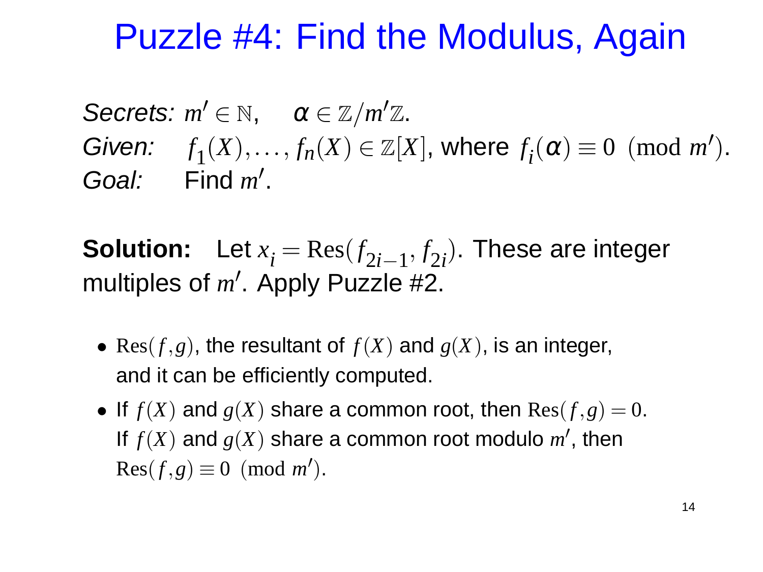# Puzzle #4: Find the Modulus, Again

*Secrets:* $m' \in \mathbb{N}$, $\alpha \in \mathbb{Z}/m'\mathbb{Z}$.
*Given:* $f_1(X), \ldots, f_n(X) \in \mathbb{Z}[X]$, where $f_i(\alpha) \equiv 0 \pmod{m'}$.
*Goal:* Find $m'$.

**Solution:** Let $x_i = \mathrm{Res}(f_{2i-1}, f_{2i})$. These are integer multiples of $m'$. Apply Puzzle #2.

- $\mathrm{Res}(f, g)$, the resultant of $f(X)$ and $g(X)$, is an integer, and it can be efficiently computed.
- If $f(X)$ and $g(X)$ share a common root, then $\mathrm{Res}(f, g) = 0$. If $f(X)$ and $g(X)$ share a common root modulo $m'$, then $\mathrm{Res}(f, g) \equiv 0 \pmod{m'}$.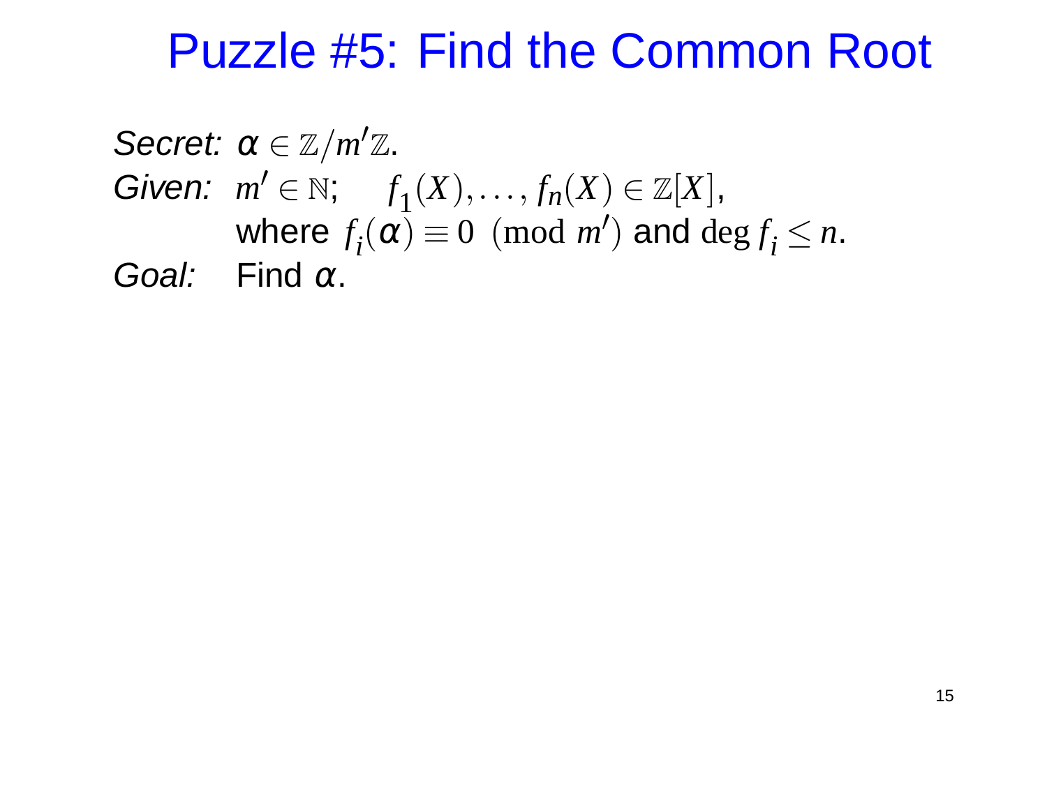# Puzzle #5: Find the Common Root

*Secret:* $\alpha \in \mathbb{Z}/m'\mathbb{Z}$.

*Given:* $m' \in \mathbb{N}$; $\quad f_1(X), \ldots, f_n(X) \in \mathbb{Z}[X]$,
where $f_i(\alpha) \equiv 0 \pmod{m'}$ and $\deg f_i \leq n$.

*Goal:* Find $\alpha$.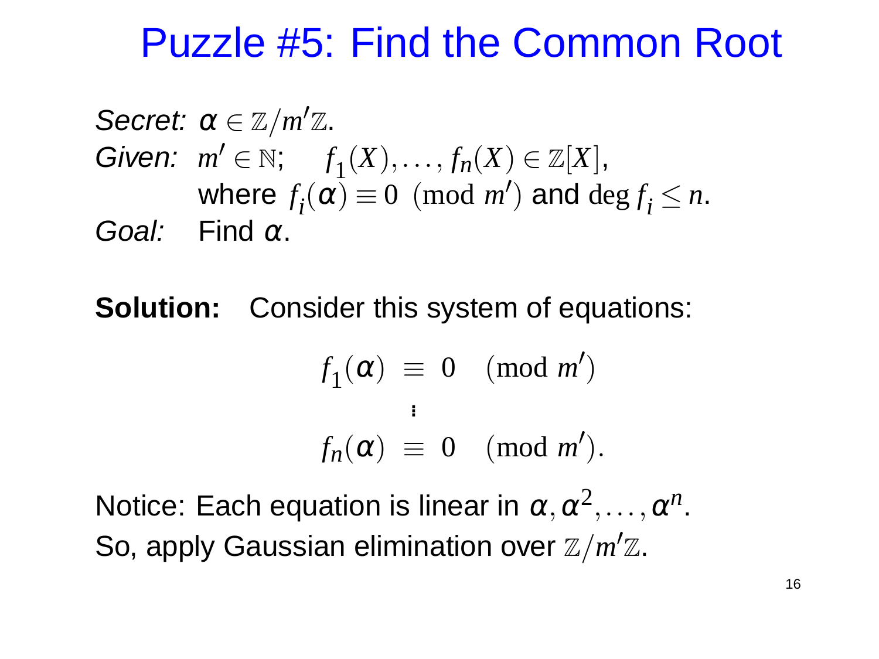# Puzzle #5: Find the Common Root

*Secret:* $\alpha \in \mathbb{Z}/m'\mathbb{Z}$.
*Given:* $m' \in \mathbb{N}$; $f_1(X), \ldots, f_n(X) \in \mathbb{Z}[X]$,
where $f_i(\alpha) \equiv 0 \pmod{m'}$ and $\deg f_i \leq n$.
*Goal:* Find $\alpha$.

**Solution:** Consider this system of equations:

$$\begin{aligned} f_1(\alpha) &\equiv 0 \pmod{m'} \\ &\vdots \\ f_n(\alpha) &\equiv 0 \pmod{m'}. \end{aligned}$$

Notice: Each equation is linear in $\alpha, \alpha^2, \ldots, \alpha^n$.
So, apply Gaussian elimination over $\mathbb{Z}/m'\mathbb{Z}$.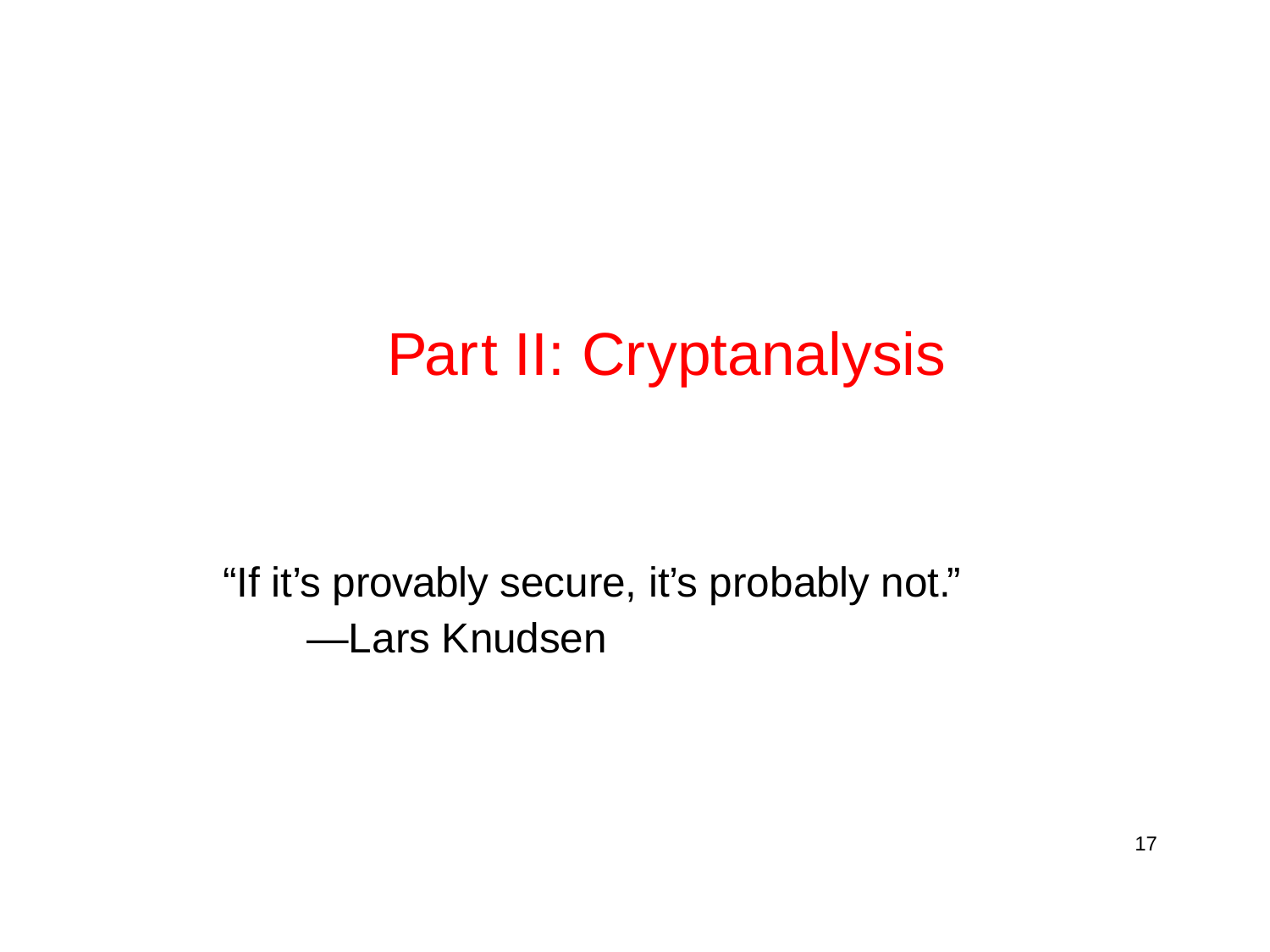# Part II: Cryptanalysis

“If it’s provably secure, it’s probably not.”
—Lars Knudsen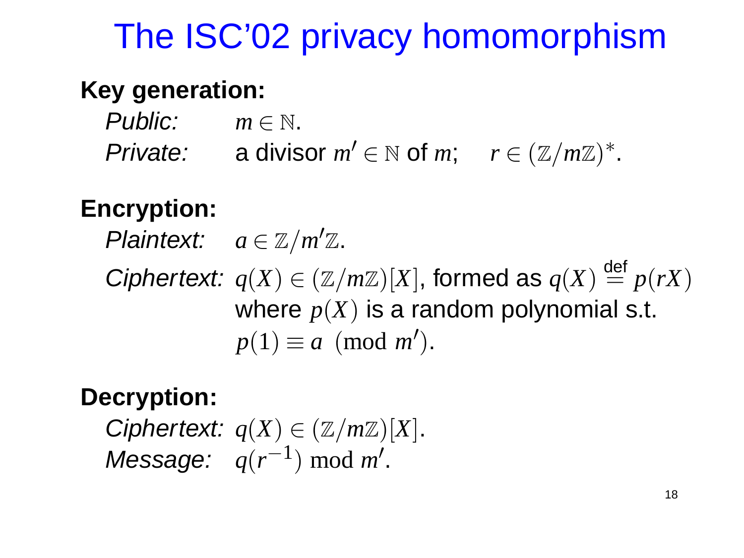# The ISC'02 privacy homomorphism

**Key generation:**

*Public:* $m \in \mathbb{N}$.

*Private:* a divisor $m' \in \mathbb{N}$ of $m$; $r \in (\mathbb{Z}/m\mathbb{Z})^*$.

**Encryption:**

*Plaintext:* $a \in \mathbb{Z}/m'\mathbb{Z}$.

*Ciphertext:* $q(X) \in (\mathbb{Z}/m\mathbb{Z})[X]$, formed as $q(X) \stackrel{\text{def}}{=} p(rX)$ where $p(X)$ is a random polynomial s.t. $p(1) \equiv a \pmod{m'}$.

**Decryption:**

*Ciphertext:* $q(X) \in (\mathbb{Z}/m\mathbb{Z})[X]$.

*Message:* $q(r^{-1}) \bmod m'$.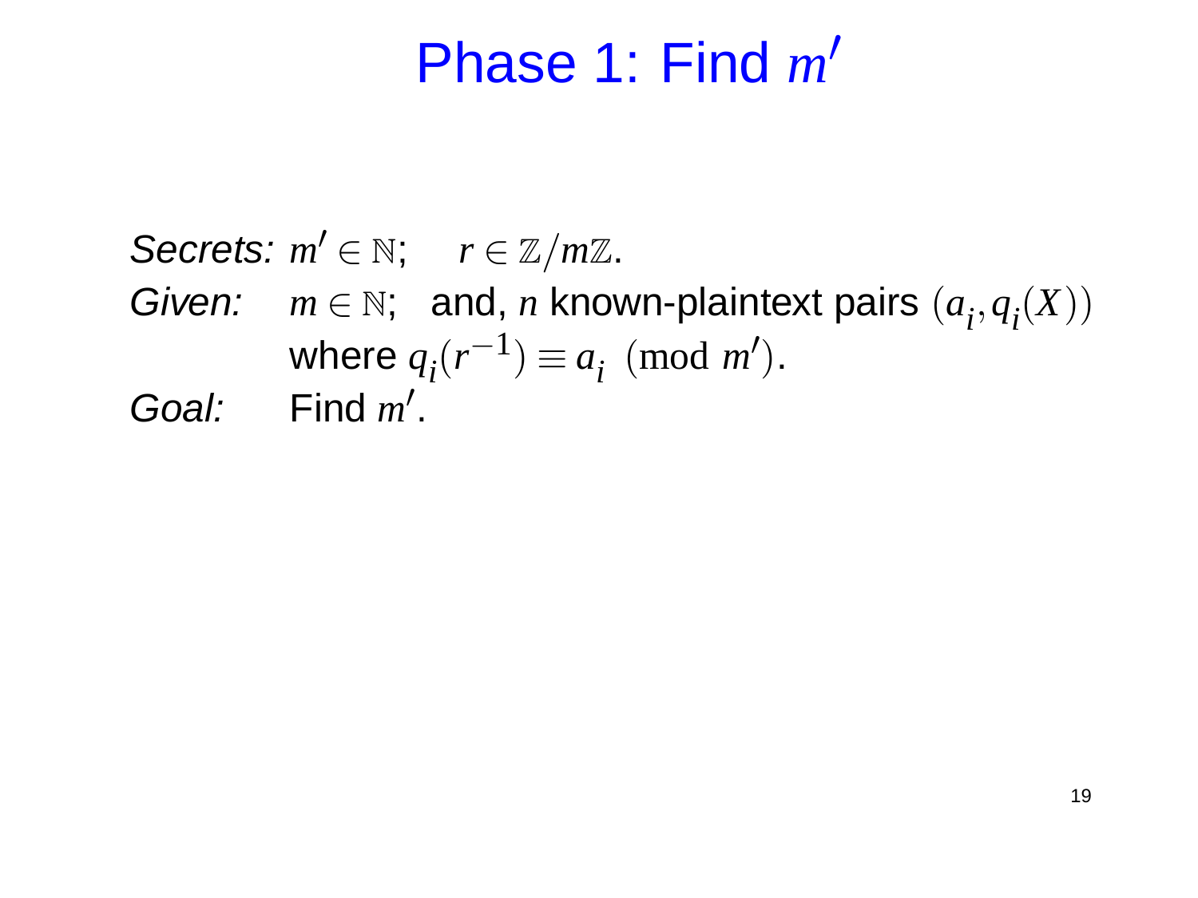# Phase 1: Find $m'$

*Secrets:* $m' \in \mathbb{N}$; $r \in \mathbb{Z}/m\mathbb{Z}$.

*Given:* $m \in \mathbb{N}$; and, $n$ known-plaintext pairs $(a_i, q_i(X))$ where $q_i(r^{-1}) \equiv a_i \pmod{m'}$.

*Goal:* Find $m'$.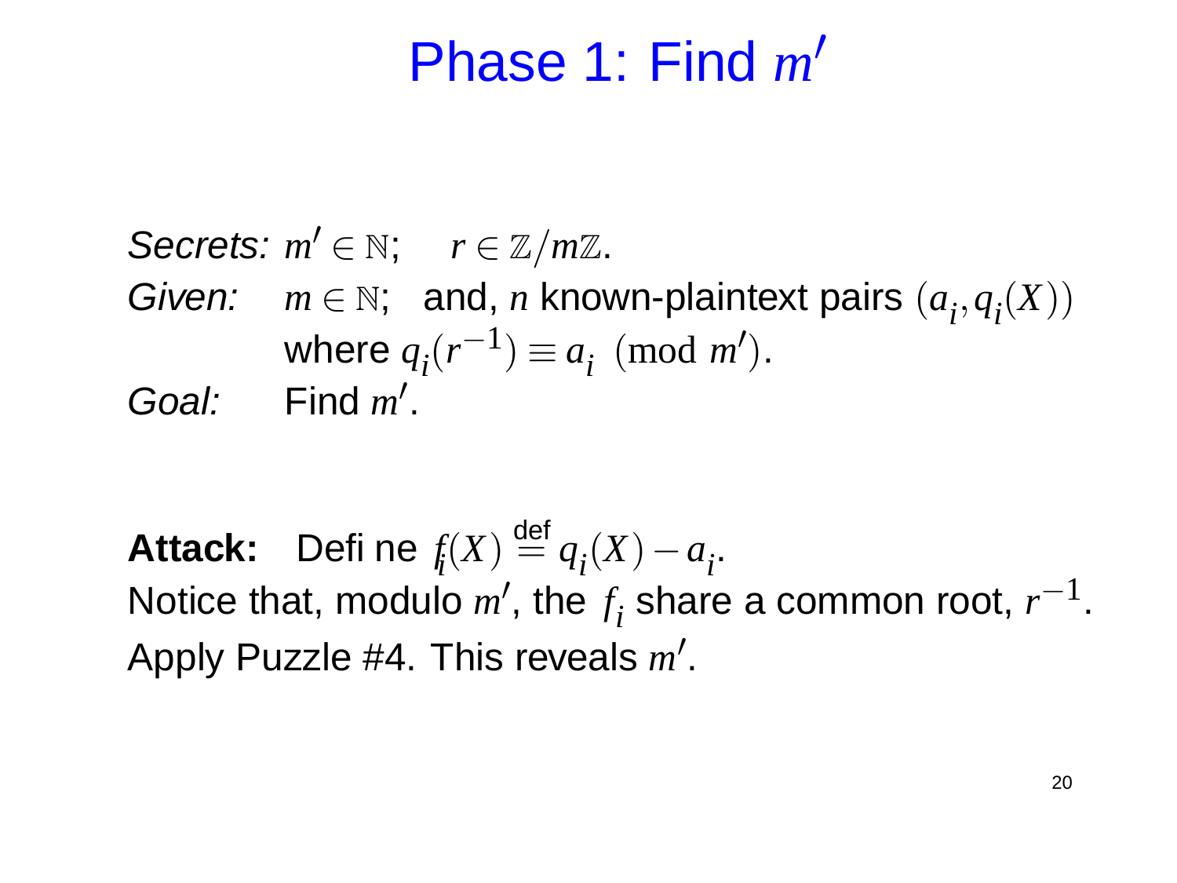# Phase 1: Find $m'$

*Secrets:* $m' \in \mathbb{N}$; $r \in \mathbb{Z}/m\mathbb{Z}$.
*Given:* $m \in \mathbb{N}$; and, $n$ known-plaintext pairs $(a_i, q_i(X))$ where $q_i(r^{-1}) \equiv a_i \pmod{m'}$.
*Goal:* Find $m'$.

**Attack:** Define $f_i(X) \stackrel{\text{def}}{=} q_i(X) - a_i$.
Notice that, modulo $m'$, the $f_i$ share a common root, $r^{-1}$.
Apply Puzzle #4. This reveals $m'$.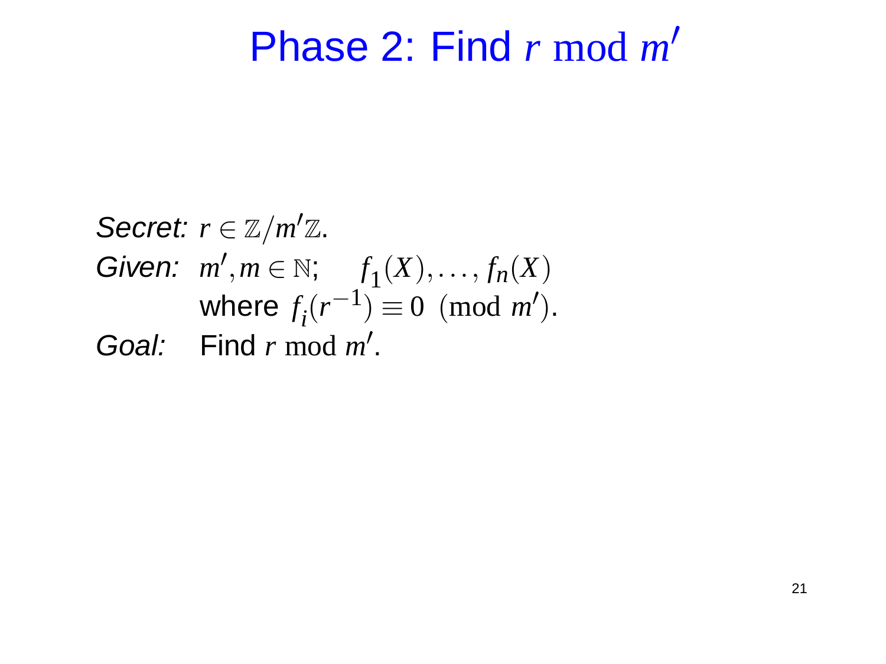# Phase 2: Find $r \bmod m'$

*Secret:* $r \in \mathbb{Z}/m'\mathbb{Z}$.

*Given:* $m', m \in \mathbb{N}$; $\quad f_1(X), \ldots, f_n(X)$
where $f_i(r^{-1}) \equiv 0 \pmod{m'}$.

*Goal:* Find $r \bmod m'$.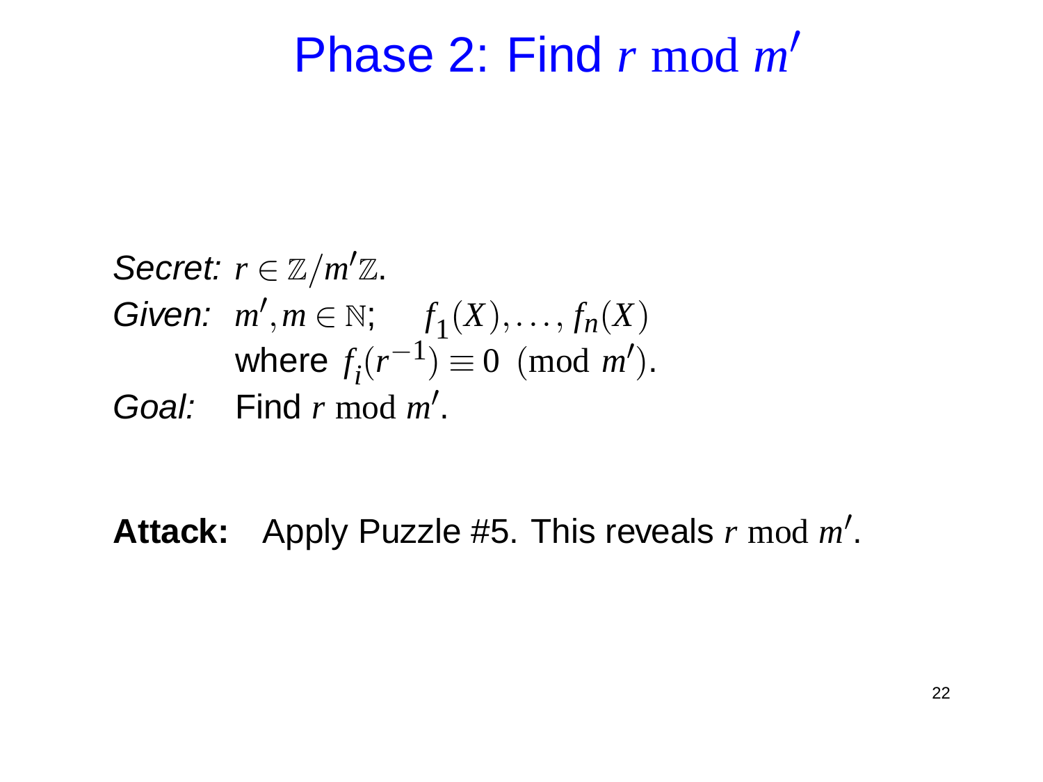# Phase 2: Find $r \bmod m'$

*Secret:* $r \in \mathbb{Z}/m'\mathbb{Z}$.
*Given:* $m', m \in \mathbb{N}$; $f_1(X), \ldots, f_n(X)$
where $f_i(r^{-1}) \equiv 0 \pmod{m'}$.
*Goal:* Find $r \bmod m'$.

**Attack:** Apply Puzzle #5. This reveals $r \bmod m'$.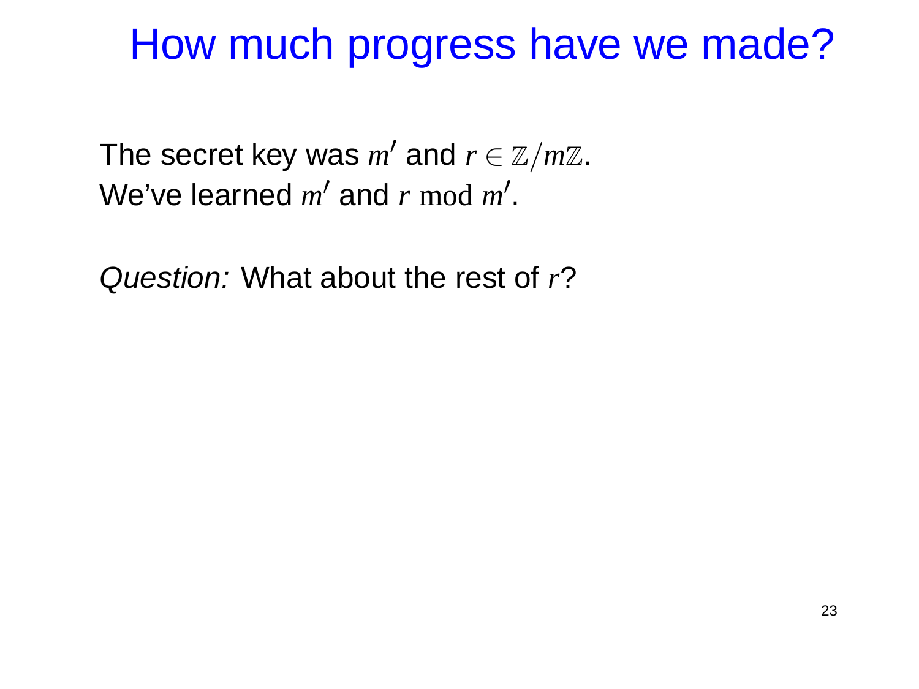# How much progress have we made?

The secret key was $m'$ and $r \in \mathbb{Z}/m\mathbb{Z}$.
We've learned $m'$ and $r \bmod m'$.

*Question:* What about the rest of $r$?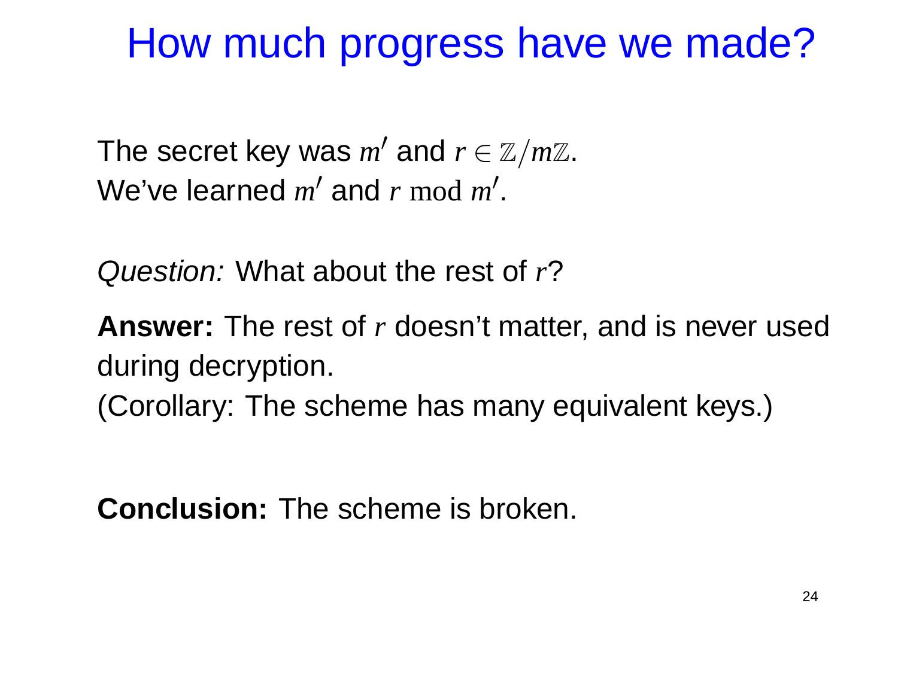# How much progress have we made?

The secret key was $m'$ and $r \in \mathbb{Z}/m\mathbb{Z}$.
We've learned $m'$ and $r \bmod m'$.

*Question:* What about the rest of $r$?

**Answer:** The rest of $r$ doesn't matter, and is never used during decryption.
(Corollary: The scheme has many equivalent keys.)

**Conclusion:** The scheme is broken.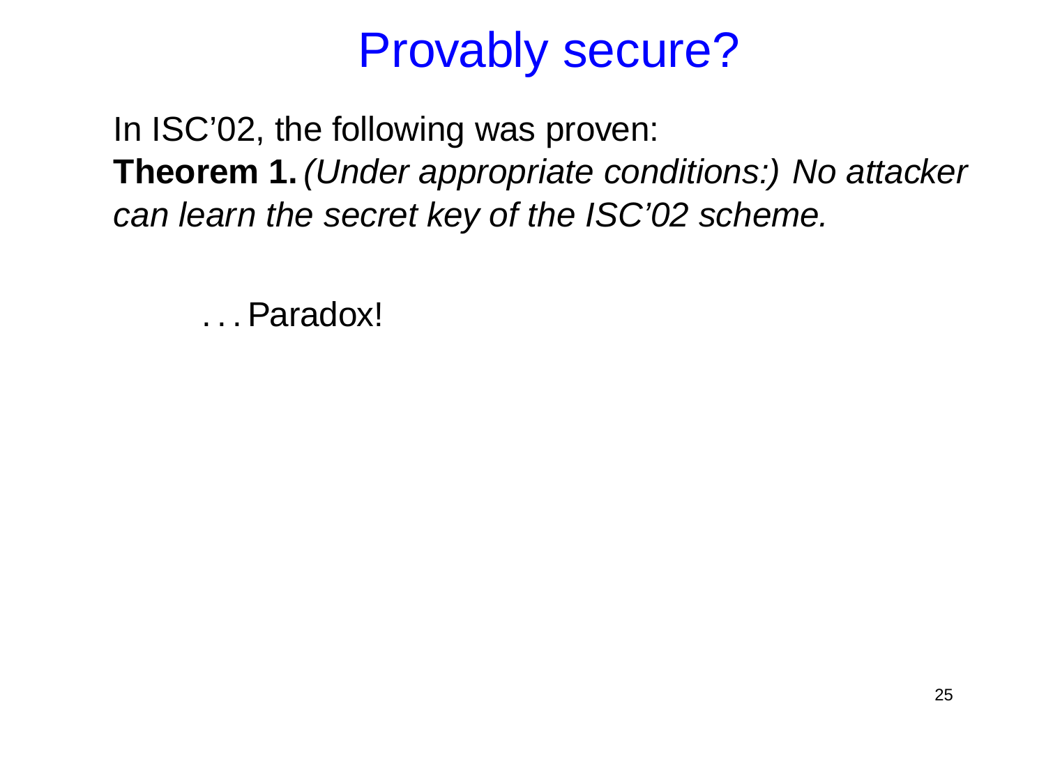# Provably secure?

In ISC’02, the following was proven:

**Theorem 1.** *(Under appropriate conditions:) No attacker can learn the secret key of the ISC’02 scheme.*

. . . Paradox!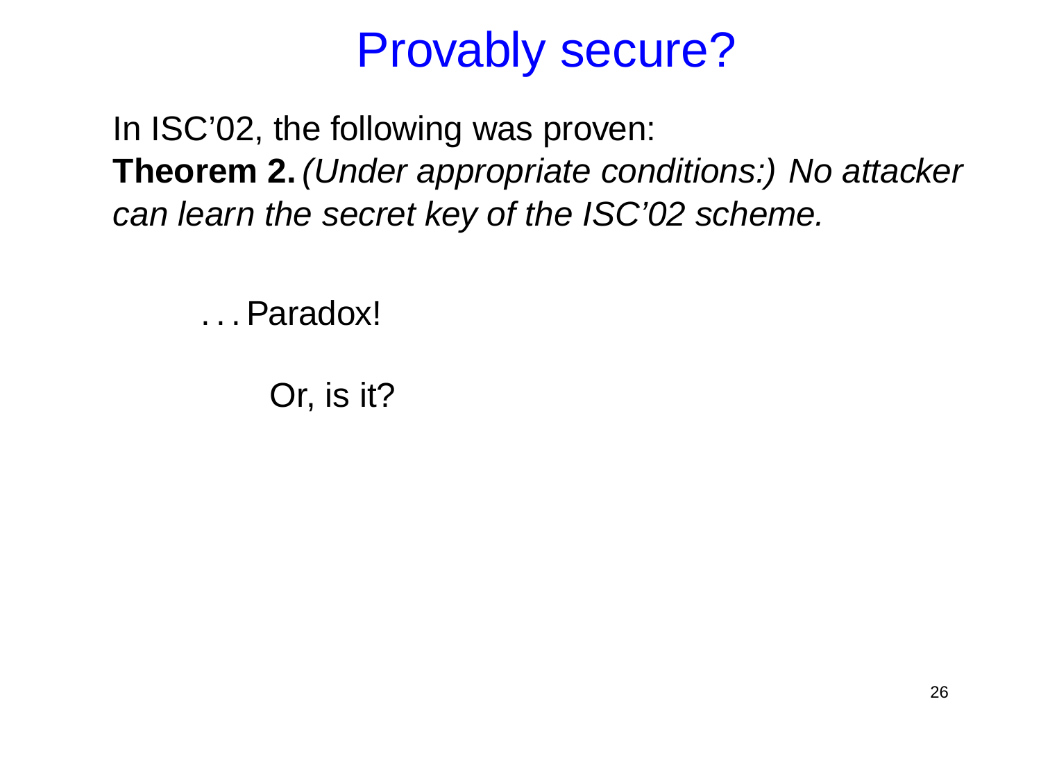# Provably secure?

In ISC’02, the following was proven:

**Theorem 2.** *(Under appropriate conditions:) No attacker can learn the secret key of the ISC’02 scheme.*

. . . Paradox!

Or, is it?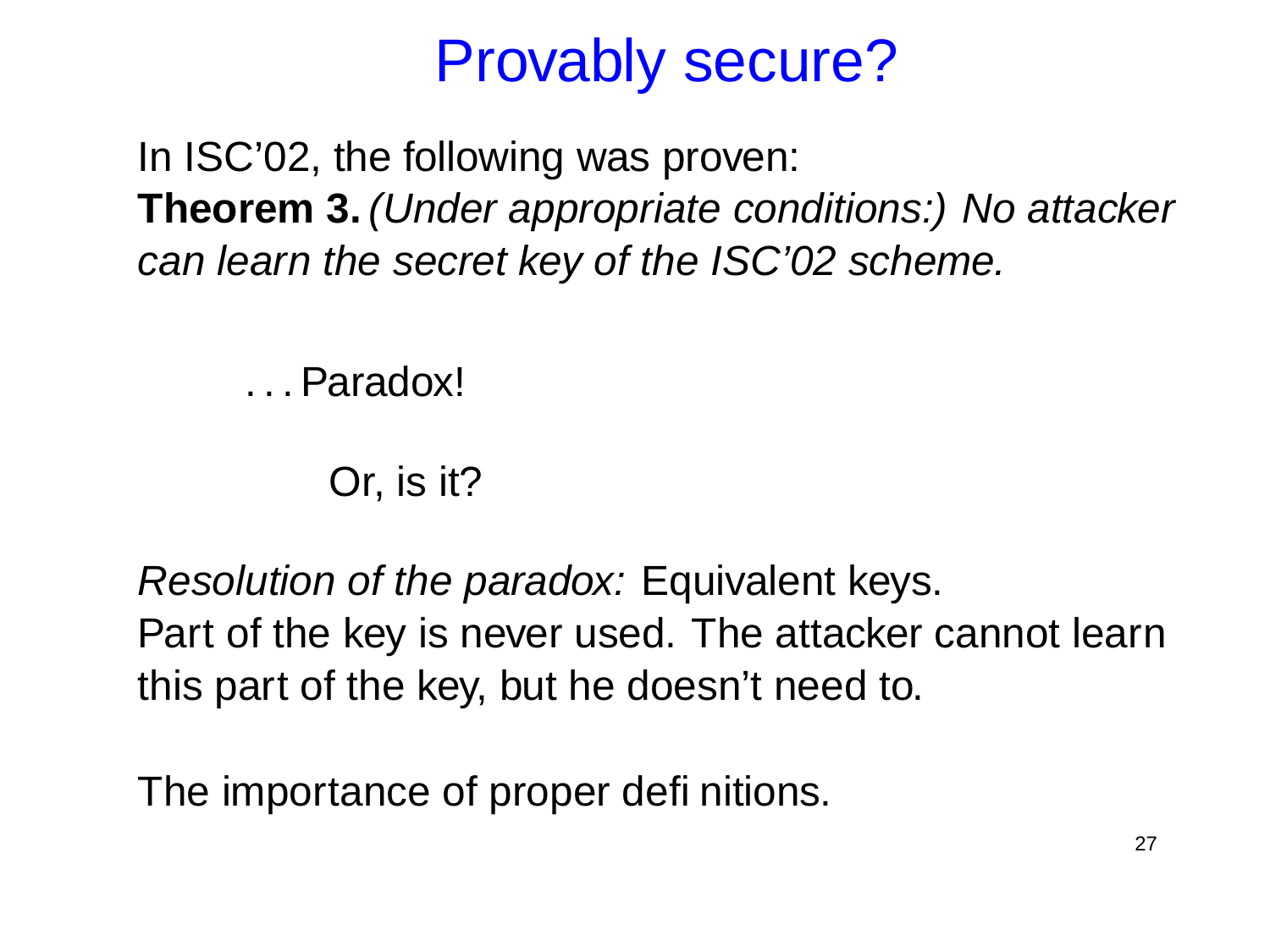# Provably secure?

In ISC'02, the following was proven:

**Theorem 3.** *(Under appropriate conditions:) No attacker can learn the secret key of the ISC'02 scheme.*

. . . Paradox!

Or, is it?

*Resolution of the paradox:* Equivalent keys.
Part of the key is never used. The attacker cannot learn this part of the key, but he doesn't need to.

The importance of proper definitions.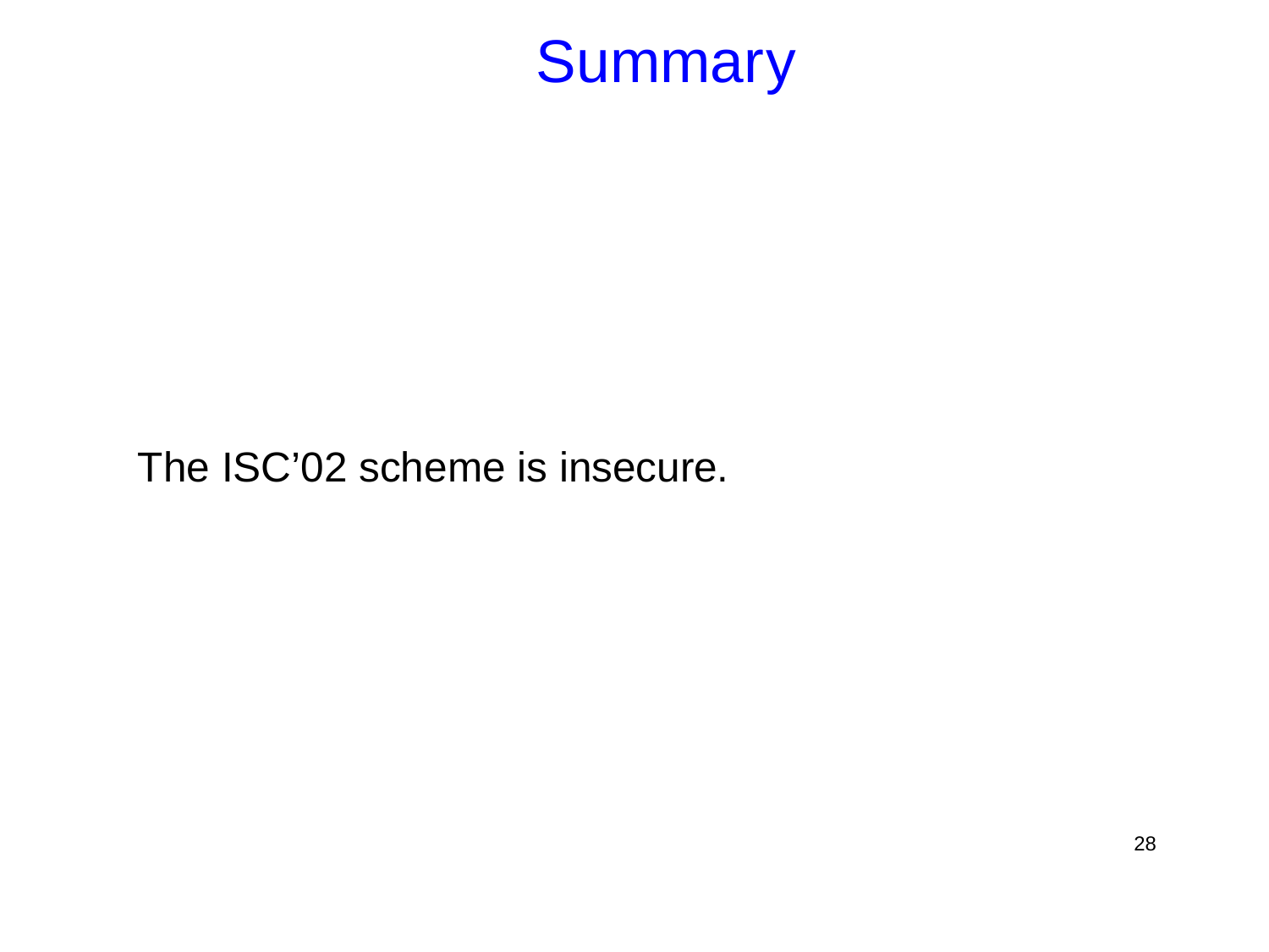# Summary

The ISC’02 scheme is insecure.